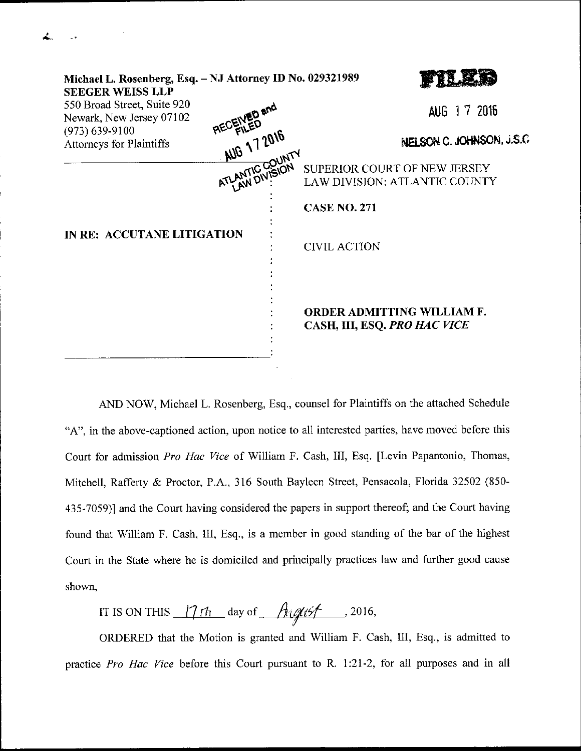Michael L. Rosenberg, Esq. – NJ Attorney ID No. 029321989
**SEEGER WEISS LLP**
550 Broad Street, Suite 920
Newark, New Jersey 07102
(973) 639-9100
Attorneys for Plaintiffs

RECEIVED and FILED
AUG 17 2016
ATLANTIC COUNTY
LAW DIVISION

**FILED**

AUG 17 2016

NELSON C. JOHNSON, J.S.C.

| | |
|---|---|
| **IN RE: ACCUTANE LITIGATION** | SUPERIOR COURT OF NEW JERSEY<br>LAW DIVISION: ATLANTIC COUNTY<br><br>**CASE NO. 271**<br><br>CIVIL ACTION<br><br>**ORDER ADMITTING WILLIAM F. CASH, III, ESQ. *PRO HAC VICE*** |

AND NOW, Michael L. Rosenberg, Esq., counsel for Plaintiffs on the attached Schedule "A", in the above-captioned action, upon notice to all interested parties, have moved before this Court for admission *Pro Hac Vice* of William F. Cash, III, Esq. [Levin Papantonio, Thomas, Mitchell, Rafferty & Proctor, P.A., 316 South Bayleen Street, Pensacola, Florida 32502 (850-435-7059)] and the Court having considered the papers in support thereof; and the Court having found that William F. Cash, III, Esq., is a member in good standing of the bar of the highest Court in the State where he is domiciled and principally practices law and further good cause shown,

IT IS ON THIS 17th day of August, 2016,

ORDERED that the Motion is granted and William F. Cash, III, Esq., is admitted to practice *Pro Hac Vice* before this Court pursuant to R. 1:21-2, for all purposes and in all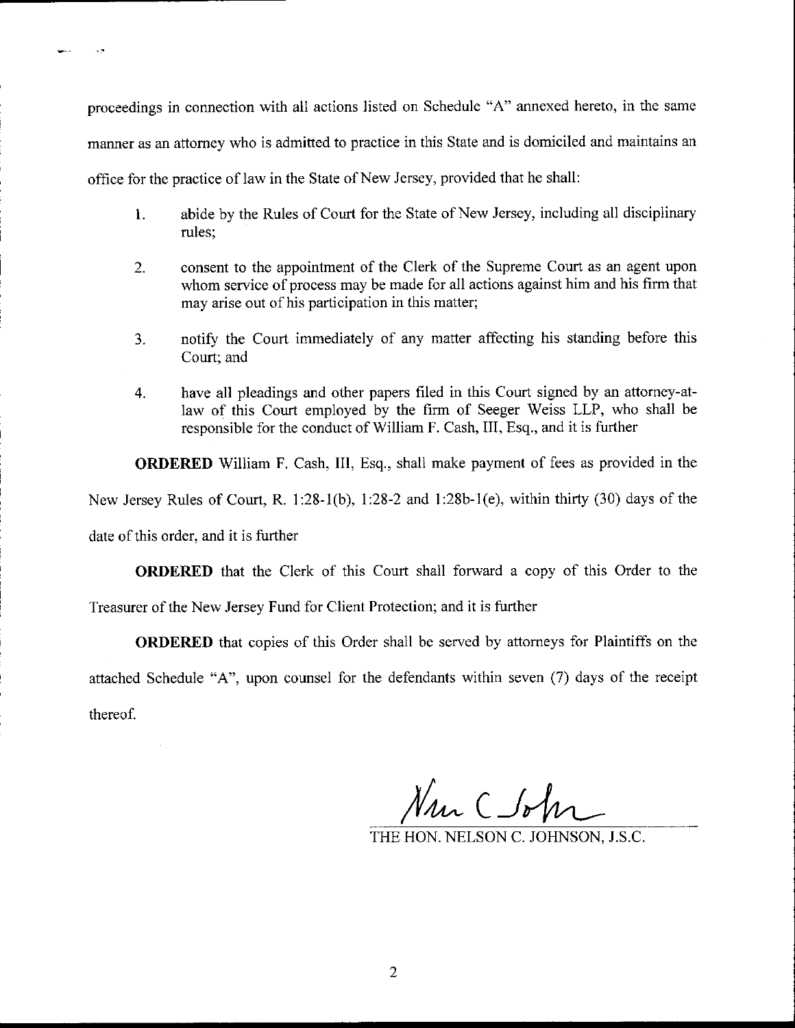proceedings in connection with all actions listed on Schedule "A" annexed hereto, in the same manner as an attorney who is admitted to practice in this State and is domiciled and maintains an office for the practice of law in the State of New Jersey, provided that he shall:

1. abide by the Rules of Court for the State of New Jersey, including all disciplinary rules;

2. consent to the appointment of the Clerk of the Supreme Court as an agent upon whom service of process may be made for all actions against him and his firm that may arise out of his participation in this matter;

3. notify the Court immediately of any matter affecting his standing before this Court; and

4. have all pleadings and other papers filed in this Court signed by an attorney-at-law of this Court employed by the firm of Seeger Weiss LLP, who shall be responsible for the conduct of William F. Cash, III, Esq., and it is further

**ORDERED** William F. Cash, III, Esq., shall make payment of fees as provided in the New Jersey Rules of Court, R. 1:28-1(b), 1:28-2 and 1:28b-1(e), within thirty (30) days of the date of this order, and it is further

**ORDERED** that the Clerk of this Court shall forward a copy of this Order to the Treasurer of the New Jersey Fund for Client Protection; and it is further

**ORDERED** that copies of this Order shall be served by attorneys for Plaintiffs on the attached Schedule "A", upon counsel for the defendants within seven (7) days of the receipt thereof.

THE HON. NELSON C. JOHNSON, J.S.C.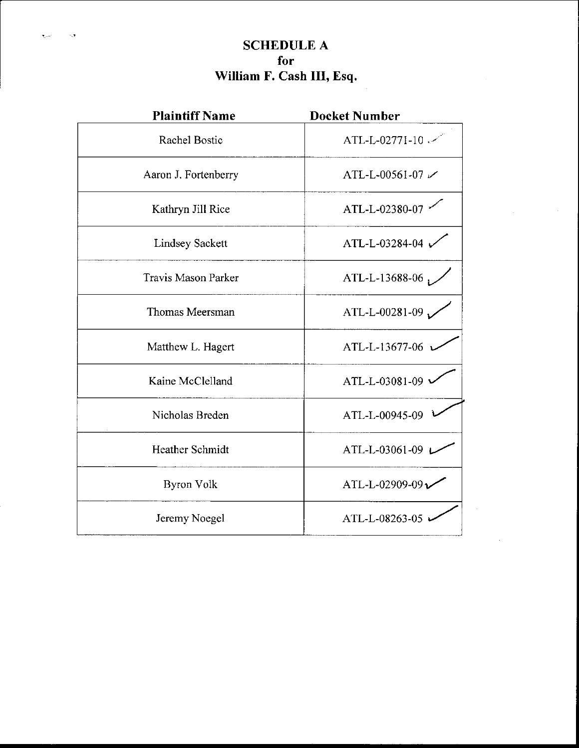# SCHEDULE A
# for
# William F. Cash III, Esq.

| Plaintiff Name | Docket Number |
|---|---|
| Rachel Bostic | ATL-L-02771-10 |
| Aaron J. Fortenberry | ATL-L-00561-07 |
| Kathryn Jill Rice | ATL-L-02380-07 |
| Lindsey Sackett | ATL-L-03284-04 |
| Travis Mason Parker | ATL-L-13688-06 |
| Thomas Meersman | ATL-L-00281-09 |
| Matthew L. Hagert | ATL-L-13677-06 |
| Kaine McClelland | ATL-L-03081-09 |
| Nicholas Breden | ATL-L-00945-09 |
| Heather Schmidt | ATL-L-03061-09 |
| Byron Volk | ATL-L-02909-09 |
| Jeremy Noegel | ATL-L-08263-05 |